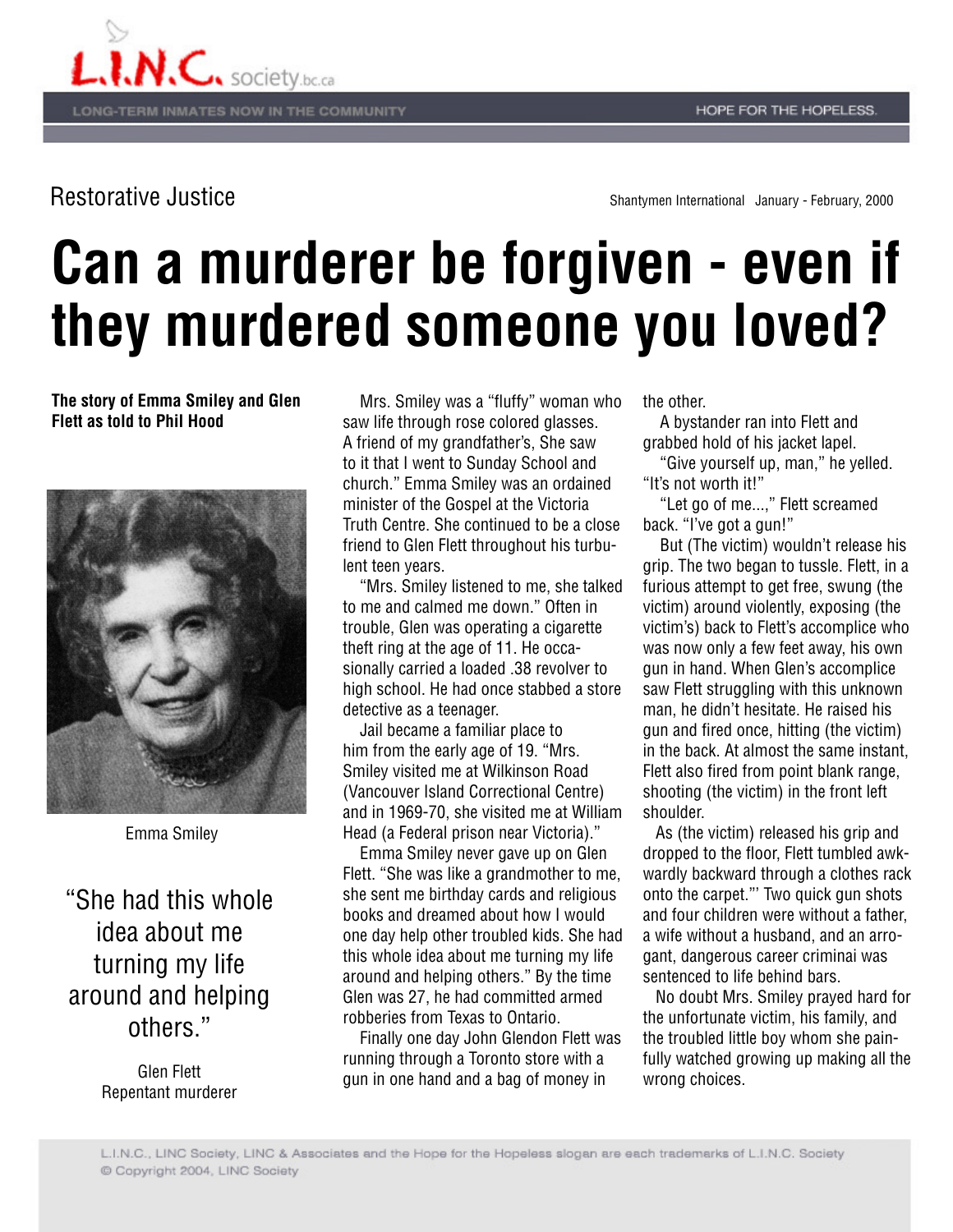Restorative Justice

Shantymen International January - February, 2000

# Can a murderer be forgiven - even if they murdered someone you loved?

**The story of Emma Smiley and Glen Flett as told to Phil Hood**

Emma Smiley

"She had this whole idea about me turning my life around and helping others."

Glen Flett
Repentant murderer

Mrs. Smiley was a "fluffy" woman who saw life through rose colored glasses. A friend of my grandfather's, She saw to it that I went to Sunday School and church." Emma Smiley was an ordained minister of the Gospel at the Victoria Truth Centre. She continued to be a close friend to Glen Flett throughout his turbulent teen years.

"Mrs. Smiley listened to me, she talked to me and calmed me down." Often in trouble, Glen was operating a cigarette theft ring at the age of 11. He occasionally carried a loaded .38 revolver to high school. He had once stabbed a store detective as a teenager.

Jail became a familiar place to him from the early age of 19. "Mrs. Smiley visited me at Wilkinson Road (Vancouver Island Correctional Centre) and in 1969-70, she visited me at William Head (a Federal prison near Victoria)."

Emma Smiley never gave up on Glen Flett. "She was like a grandmother to me, she sent me birthday cards and religious books and dreamed about how I would one day help other troubled kids. She had this whole idea about me turning my life around and helping others." By the time Glen was 27, he had committed armed robberies from Texas to Ontario.

Finally one day John Glendon Flett was running through a Toronto store with a gun in one hand and a bag of money in the other.

A bystander ran into Flett and grabbed hold of his jacket lapel.

"Give yourself up, man," he yelled. "It's not worth it!"

"Let go of me...," Flett screamed back. "I've got a gun!"

But (The victim) wouldn't release his grip. The two began to tussle. Flett, in a furious attempt to get free, swung (the victim) around violently, exposing (the victim's) back to Flett's accomplice who was now only a few feet away, his own gun in hand. When Glen's accomplice saw Flett struggling with this unknown man, he didn't hesitate. He raised his gun and fired once, hitting (the victim) in the back. At almost the same instant, Flett also fired from point blank range, shooting (the victim) in the front left shoulder.

As (the victim) released his grip and dropped to the floor, Flett tumbled awkwardly backward through a clothes rack onto the carpet."' Two quick gun shots and four children were without a father, a wife without a husband, and an arrogant, dangerous career criminai was sentenced to life behind bars.

No doubt Mrs. Smiley prayed hard for the unfortunate victim, his family, and the troubled little boy whom she painfully watched growing up making all the wrong choices.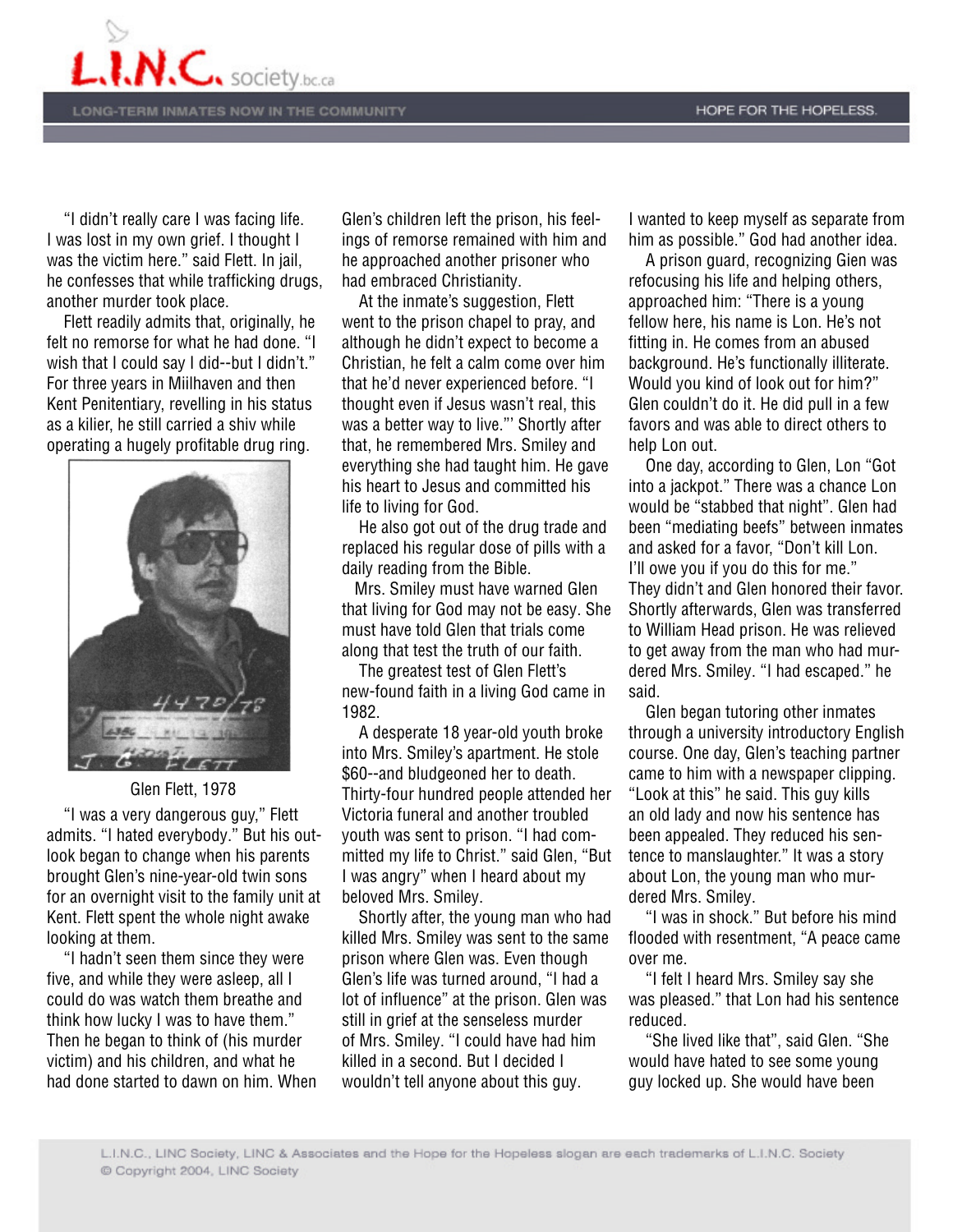"I didn't really care I was facing life. I was lost in my own grief. I thought I was the victim here." said Flett. In jail, he confesses that while trafficking drugs, another murder took place.

Flett readily admits that, originally, he felt no remorse for what he had done. "I wish that I could say I did--but I didn't." For three years in Miilhaven and then Kent Penitentiary, revelling in his status as a kilier, he still carried a shiv while operating a hugely profitable drug ring.

Glen Flett, 1978

"I was a very dangerous guy," Flett admits. "I hated everybody." But his outlook began to change when his parents brought Glen's nine-year-old twin sons for an overnight visit to the family unit at Kent. Flett spent the whole night awake looking at them.

"I hadn't seen them since they were five, and while they were asleep, all I could do was watch them breathe and think how lucky I was to have them." Then he began to think of (his murder victim) and his children, and what he had done started to dawn on him. When Glen's children left the prison, his feelings of remorse remained with him and he approached another prisoner who had embraced Christianity.

At the inmate's suggestion, Flett went to the prison chapel to pray, and although he didn't expect to become a Christian, he felt a calm come over him that he'd never experienced before. "I thought even if Jesus wasn't real, this was a better way to live."' Shortly after that, he remembered Mrs. Smiley and everything she had taught him. He gave his heart to Jesus and committed his life to living for God.

He also got out of the drug trade and replaced his regular dose of pills with a daily reading from the Bible.

Mrs. Smiley must have warned Glen that living for God may not be easy. She must have told Glen that trials come along that test the truth of our faith.

The greatest test of Glen Flett's new-found faith in a living God came in 1982.

A desperate 18 year-old youth broke into Mrs. Smiley's apartment. He stole $60--and bludgeoned her to death. Thirty-four hundred people attended her Victoria funeral and another troubled youth was sent to prison. "I had committed my life to Christ." said Glen, "But I was angry" when I heard about my beloved Mrs. Smiley.

Shortly after, the young man who had killed Mrs. Smiley was sent to the same prison where Glen was. Even though Glen's life was turned around, "I had a lot of influence" at the prison. Glen was still in grief at the senseless murder of Mrs. Smiley. "I could have had him killed in a second. But I decided I wouldn't tell anyone about this guy. I wanted to keep myself as separate from him as possible." God had another idea.

A prison guard, recognizing Gien was refocusing his life and helping others, approached him: "There is a young fellow here, his name is Lon. He's not fitting in. He comes from an abused background. He's functionally illiterate. Would you kind of look out for him?" Glen couldn't do it. He did pull in a few favors and was able to direct others to help Lon out.

One day, according to Glen, Lon "Got into a jackpot." There was a chance Lon would be "stabbed that night". Glen had been "mediating beefs" between inmates and asked for a favor, "Don't kill Lon. I'll owe you if you do this for me." They didn't and Glen honored their favor. Shortly afterwards, Glen was transferred to William Head prison. He was relieved to get away from the man who had murdered Mrs. Smiley. "I had escaped." he said.

Glen began tutoring other inmates through a university introductory English course. One day, Glen's teaching partner came to him with a newspaper clipping. "Look at this" he said. This guy kills an old lady and now his sentence has been appealed. They reduced his sentence to manslaughter." It was a story about Lon, the young man who murdered Mrs. Smiley.

"I was in shock." But before his mind flooded with resentment, "A peace came over me.

"I felt I heard Mrs. Smiley say she was pleased." that Lon had his sentence reduced.

"She lived like that", said Glen. "She would have hated to see some young guy locked up. She would have been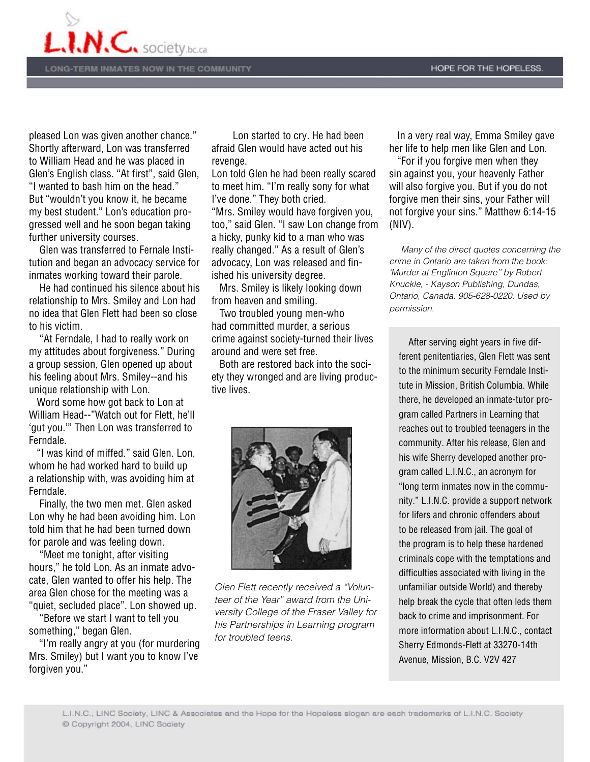pleased Lon was given another chance." Shortly afterward, Lon was transferred to William Head and he was placed in Glen's English class. "At first", said Glen, "I wanted to bash him on the head." But "wouldn't you know it, he became my best student." Lon's education progressed well and he soon began taking further university courses.

Glen was transferred to Fernale Institution and began an advocacy service for inmates working toward their parole.

He had continued his silence about his relationship to Mrs. Smiley and Lon had no idea that Glen Flett had been so close to his victim.

"At Ferndale, I had to really work on my attitudes about forgiveness." During a group session, Glen opened up about his feeling about Mrs. Smiley--and his unique relationship with Lon.

Word some how got back to Lon at William Head--"Watch out for Flett, he'll 'gut you.'" Then Lon was transferred to Ferndale.

"I was kind of miffed." said Glen. Lon, whom he had worked hard to build up a relationship with, was avoiding him at Ferndale.

Finally, the two men met. Glen asked Lon why he had been avoiding him. Lon told him that he had been turned down for parole and was feeling down.

"Meet me tonight, after visiting hours," he told Lon. As an inmate advocate, Glen wanted to offer his help. The area Glen chose for the meeting was a "quiet, secluded place". Lon showed up.

"Before we start I want to tell you something," began Glen.

"I'm really angry at you (for murdering Mrs. Smiley) but I want you to know I've forgiven you."

Lon started to cry. He had been afraid Glen would have acted out his revenge.

Lon told Glen he had been really scared to meet him. "I'm really sony for what I've done." They both cried.

"Mrs. Smiley would have forgiven you, too," said Glen. "I saw Lon change from a hicky, punky kid to a man who was really changed." As a result of Glen's advocacy, Lon was released and finished his university degree.

Mrs. Smiley is likely looking down from heaven and smiling.

Two troubled young men-who had committed murder, a serious crime against society-turned their lives around and were set free.

Both are restored back into the society they wronged and are living productive lives.

*Glen Flett recently received a "Volunteer of the Year" award from the University College of the Fraser Valley for his Partnerships in Learning program for troubled teens.*

In a very real way, Emma Smiley gave her life to help men like Glen and Lon.

"For if you forgive men when they sin against you, your heavenly Father will also forgive you. But if you do not forgive men their sins, your Father will not forgive your sins." Matthew 6:14-15 (NIV).

*Many of the direct quotes concerning the crime in Ontario are taken from the book: 'Murder at Englinton Square" by Robert Knuckle, - Kayson Publishing, Dundas, Ontario, Canada. 905-628-0220. Used by permission.*

After serving eight years in five different penitentiaries, Glen Flett was sent to the minimum security Ferndale Institute in Mission, British Columbia. While there, he developed an inmate-tutor program called Partners in Learning that reaches out to troubled teenagers in the community. After his release, Glen and his wife Sherry developed another program called L.I.N.C., an acronym for "long term inmates now in the community." L.I.N.C. provide a support network for lifers and chronic offenders about to be released from jail. The goal of the program is to help these hardened criminals cope with the temptations and difficulties associated with living in the unfamiliar outside World) and thereby help break the cycle that often leds them back to crime and imprisonment. For more information about L.I.N.C., contact Sherry Edmonds-Flett at 33270-14th Avenue, Mission, B.C. V2V 427

L.I.N.C., LINC Society, LINC & Associates and the Hope for the Hopeless slogan are each trademarks of L.I.N.C. Society
© Copyright 2004, LINC Society